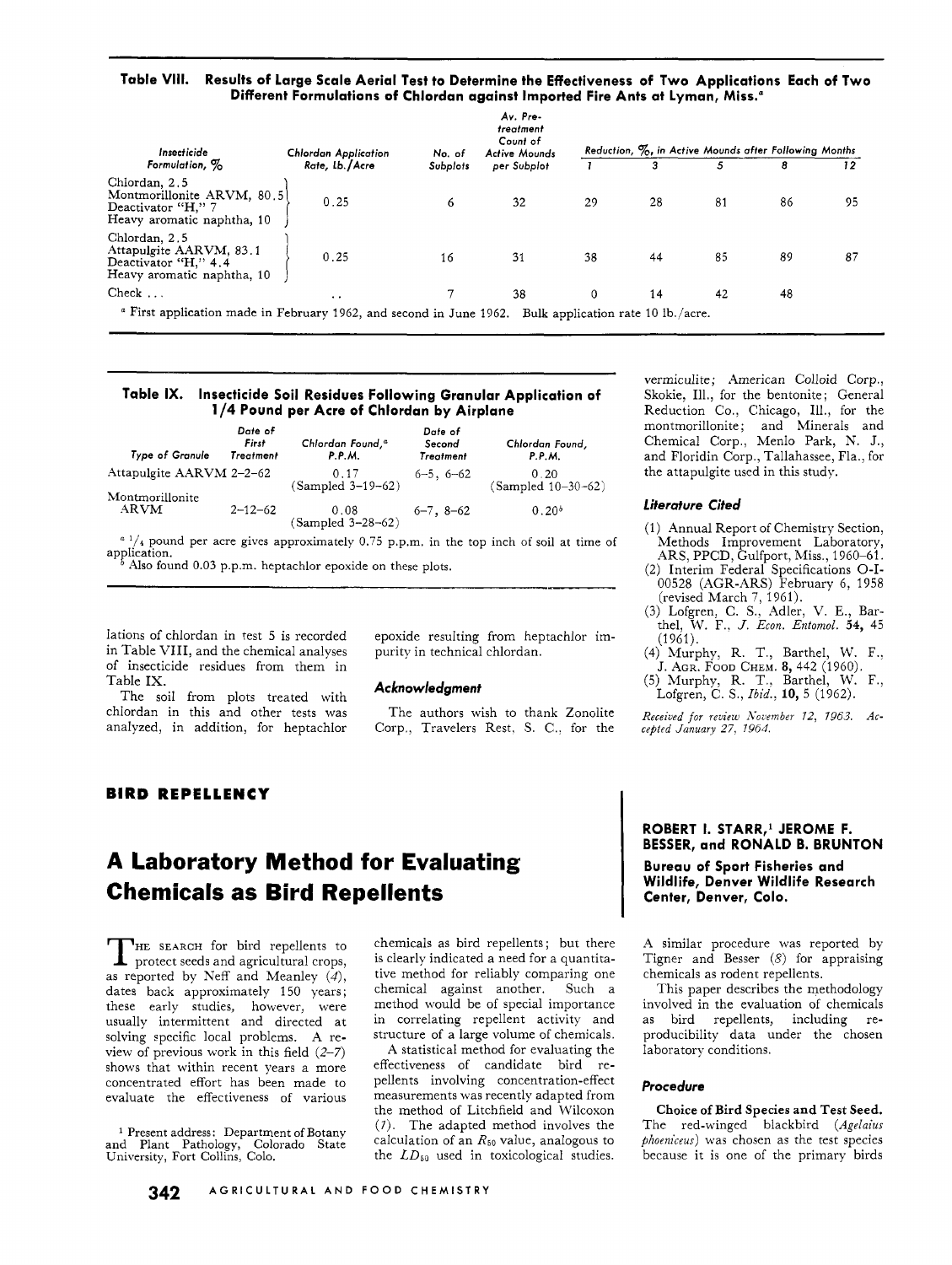**Table VIII. Results of Large Scale Aerial Test to Determine the Effectiveness of Two Applications Each of Two Different Formulations of Chlordan against Imported Fire Ants at Lyman, Miss.**[a]

| Insecticide Formulation, % | Chlordan Application Rate, Lb./Acre | No. of Subplots | Av. Pretreatment Count of Active Mounds per Subplot | Reduction, %, in Active Mounds after Following Months | | | | |
|---|---|---|---|---|---|---|---|---|
| | | | | 1 | 3 | 5 | 8 | 12 |
| Chlordan, 2.5; Montmorillonite ARVM, 80.5; Deactivator "H," 7; Heavy aromatic naphtha, 10 | 0.25 | 6 | 32 | 29 | 28 | 81 | 86 | 95 |
| Chlordan, 2.5; Attapulgite AARVM, 83.1; Deactivator "H," 4.4; Heavy aromatic naphtha, 10 | 0.25 | 16 | 31 | 38 | 44 | 85 | 89 | 87 |
| Check ... | .. | 7 | 38 | 0 | 14 | 42 | 48 | |

[a] First application made in February 1962, and second in June 1962. Bulk application rate 10 lb./acre.

**Table IX. Insecticide Soil Residues Following Granular Application of 1/4 Pound per Acre of Chlordan by Airplane**

| Type of Granule | Date of First Treatment | Chlordan Found,[a] P.P.M. | Date of Second Treatment | Chlordan Found, P.P.M. |
|---|---|---|---|---|
| Attapulgite AARVM | 2–2–62 | 0.17 (Sampled 3–19–62) | 6–5, 6–62 | 0.20 (Sampled 10–30–62) |
| Montmorillonite ARVM | 2–12–62 | 0.08 (Sampled 3–28–62) | 6–7, 8–62 | 0.20[b] |

[a] 1/4 pound per acre gives approximately 0.75 p.p.m. in the top inch of soil at time of application.
[b] Also found 0.03 p.p.m. heptachlor epoxide on these plots.

lations of chlordan in test 5 is recorded in Table VIII, and the chemical analyses of insecticide residues from them in Table IX.

The soil from plots treated with chlordan in this and other tests was analyzed, in addition, for heptachlor epoxide resulting from heptachlor impurity in technical chlordan.

### Acknowledgment

The authors wish to thank Zonolite Corp., Travelers Rest, S. C., for the vermiculite; American Colloid Corp., Skokie, Ill., for the bentonite; General Reduction Co., Chicago, Ill., for the montmorillonite; and Minerals and Chemical Corp., Menlo Park, N. J., and Floridin Corp., Tallahassee, Fla., for the attapulgite used in this study.

### Literature Cited

(1) Annual Report of Chemistry Section, Methods Improvement Laboratory, ARS, PPCD, Gulfport, Miss., 1960–61.
(2) Interim Federal Specifications O-I-00528 (AGR-ARS) February 6, 1958 (revised March 7, 1961).
(3) Lofgren, C. S., Adler, V. E., Barthel, W. F., *J. Econ. Entomol.* **34**, 45 (1961).
(4) Murphy, R. T., Barthel, W. F., J. Agr. Food Chem. **8**, 442 (1960).
(5) Murphy, R. T., Barthel, W. F., Lofgren, C. S., *Ibid.*, **10**, 5 (1962).

*Received for review November 12, 1963. Accepted January 27, 1964.*

**BIRD REPELLENCY**

# A Laboratory Method for Evaluating Chemicals as Bird Repellents

**ROBERT I. STARR,[1] JEROME F. BESSER, and RONALD B. BRUNTON**

**Bureau of Sport Fisheries and Wildlife, Denver Wildlife Research Center, Denver, Colo.**

The search for bird repellents to protect seeds and agricultural crops, as reported by Neff and Meanley (4), dates back approximately 150 years; these early studies, however, were usually intermittent and directed at solving specific local problems. A review of previous work in this field (2–7) shows that within recent years a more concentrated effort has been made to evaluate the effectiveness of various chemicals as bird repellents; but there is clearly indicated a need for a quantitative method for reliably comparing one chemical against another. Such a method would be of special importance in correlating repellent activity and structure of a large volume of chemicals.

A statistical method for evaluating the effectiveness of candidate bird repellents involving concentration-effect measurements was recently adapted from the method of Litchfield and Wilcoxon (1). The adapted method involves the calculation of an $R_{50}$ value, analogous to the $LD_{50}$ used in toxicological studies. A similar procedure was reported by Tigner and Besser (8) for appraising chemicals as rodent repellents.

This paper describes the methodology involved in the evaluation of chemicals as bird repellents, including reproducibility data under the chosen laboratory conditions.

### Procedure

**Choice of Bird Species and Test Seed.** The red-winged blackbird (*Agelaius phoeniceus*) was chosen as the test species because it is one of the primary birds

[1] Present address: Department of Botany and Plant Pathology, Colorado State University, Fort Collins, Colo.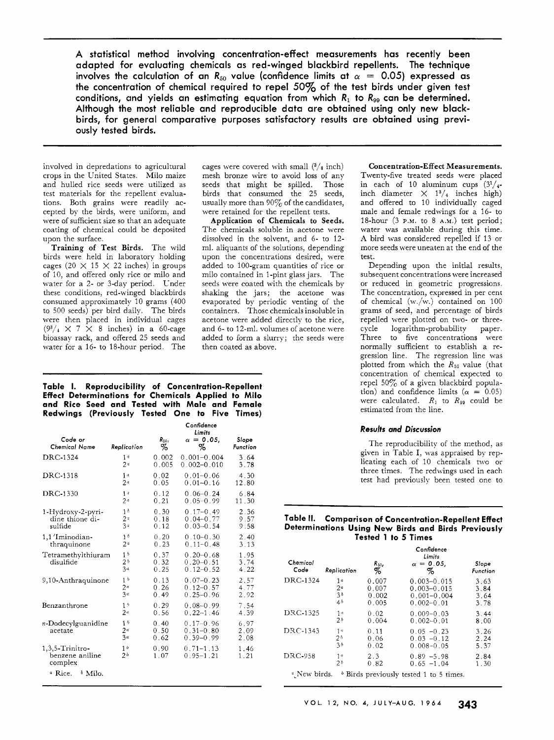**A statistical method involving concentration-effect measurements has recently been adapted for evaluating chemicals as red-winged blackbird repellents. The technique involves the calculation of an $R_{50}$ value (confidence limits at $\alpha = 0.05$) expressed as the concentration of chemical required to repel 50% of the test birds under given test conditions, and yields an estimating equation from which $R_1$ to $R_{99}$ can be determined. Although the most reliable and reproducible data are obtained using only new blackbirds, for general comparative purposes satisfactory results are obtained using previously tested birds.**

involved in depredations to agricultural crops in the United States. Milo maize and hulled rice seeds were utilized as test materials for the repellent evaluations. Both grains were readily accepted by the birds, were uniform, and were of sufficient size so that an adequate coating of chemical could be deposited upon the surface.

**Training of Test Birds.** The wild birds were held in laboratory holding cages (20 × 15 × 22 inches) in groups of 10, and offered only rice or milo and water for a 2- or 3-day period. Under these conditions, red-winged blackbirds consumed approximately 10 grams (400 to 500 seeds) per bird daily. The birds were then placed in individual cages (9³/₄ × 7 × 8 inches) in a 60-cage bioassay rack, and offered 25 seeds and water for a 16- to 18-hour period. The cages were covered with small (³/₈ inch) mesh bronze wire to avoid loss of any seeds that might be spilled. Those birds that consumed the 25 seeds, usually more than 90% of the candidates, were retained for the repellent tests.

**Application of Chemicals to Seeds.** The chemicals soluble in acetone were dissolved in the solvent, and 6- to 12-ml. aliquants of the solutions, depending upon the concentrations desired, were added to 100-gram quantities of rice or milo contained in 1-pint glass jars. The seeds were coated with the chemicals by shaking the jars; the acetone was evaporated by periodic venting of the containers. Those chemicals insoluble in acetone were added directly to the rice, and 6- to 12-ml. volumes of acetone were added to form a slurry; the seeds were then coated as above.

**Concentration-Effect Measurements.** Twenty-five treated seeds were placed in each of 10 aluminum cups (3¹/₄-inch diameter × 1³/₄ inches high) and offered to 10 individually caged male and female redwings for a 16- to 18-hour (3 P.M. to 8 A.M.) test period; water was available during this time. A bird was considered repelled if 13 or more seeds were uneaten at the end of the test.

Depending upon the initial results, subsequent concentrations were increased or reduced in geometric progressions. The concentration, expressed in per cent of chemical (w./w.) contained on 100 grams of seed, and percentage of birds repelled were plotted on two- or three-cycle logarithm-probability paper. Three to five concentrations were normally sufficient to establish a regression line. The regression line was plotted from which the $R_{50}$ value (that concentration of chemical expected to repel 50% of a given blackbird population) and confidence limits ($\alpha = 0.05$) were calculated. $R_1$ to $R_{99}$ could be estimated from the line.

**Table I. Reproducibility of Concentration-Repellent Effect Determinations for Chemicals Applied to Milo and Rice Seed and Tested with Male and Female Redwings (Previously Tested One to Five Times)**

| Code or Chemical Name | Replication | $R_{50}$, % | Confidence Limits $\alpha = 0.05$, % | Slope Function |
|---|---|---|---|---|
| DRC-1324 | 1[a] | 0.002 | 0.001–0.004 | 3.64 |
| | 2[a] | 0.005 | 0.002–0.010 | 3.78 |
| DRC-1318 | 1[a] | 0.02 | 0.01–0.06 | 4.30 |
| | 2[a] | 0.05 | 0.01–0.16 | 12.80 |
| DRC-1330 | 1[a] | 0.12 | 0.06–0.24 | 6.84 |
| | 2[a] | 0.21 | 0.05–0.99 | 11.30 |
| 1-Hydroxy-2-pyridine thione disulfide | 1[b] | 0.30 | 0.17–0.49 | 2.36 |
| | 2[a] | 0.18 | 0.04–0.77 | 9.57 |
| | 3[a] | 0.12 | 0.03–0.54 | 9.58 |
| 1,1'Iminodianthraquinone | 1[b] | 0.20 | 0.10–0.30 | 2.40 |
| | 2[a] | 0.23 | 0.11–0.48 | 3.13 |
| Tetramethylthiuram disulfide | 1[b] | 0.37 | 0.20–0.68 | 1.95 |
| | 2[b] | 0.32 | 0.20–0.51 | 3.74 |
| | 3[a] | 0.25 | 0.12–0.52 | 4.22 |
| 9,10-Anthraquinone | 1[b] | 0.13 | 0.07–0.23 | 2.57 |
| | 2[a] | 0.26 | 0.12–0.57 | 4.77 |
| | 3[a] | 0.49 | 0.25–0.96 | 2.92 |
| Benzanthrone | 1[b] | 0.29 | 0.08–0.99 | 7.54 |
| | 2[a] | 0.56 | 0.22–1.46 | 4.39 |
| n-Dodecylguanidine acetate | 1[b] | 0.40 | 0.17–0.96 | 6.97 |
| | 2[a] | 0.50 | 0.31–0.80 | 2.09 |
| | 3[a] | 0.62 | 0.39–0.99 | 2.08 |
| 1,3,5-Trinitrobenzene aniline complex | 1[b] | 0.90 | 0.71–1.13 | 1.46 |
| | 2[b] | 1.07 | 0.95–1.21 | 1.21 |

[a] Rice. [b] Milo.

## Results and Discussion

The reproducibility of the method, as given in Table I, was appraised by replicating each of 10 chemicals two or three times. The redwings used in each test had previously been tested one to

**Table II. Comparison of Concentration-Repellent Effect Determinations Using New Birds and Birds Previously Tested 1 to 5 Times**

| Chemical Code | Replication | $R_{50}$, % | Confidence Limits $\alpha = 0.05$, % | Slope Function |
|---|---|---|---|---|
| DRC-1324 | 1[a] | 0.007 | 0.003–0.015 | 3.63 |
| | 2[a] | 0.007 | 0.003–0.015 | 3.84 |
| | 3[b] | 0.002 | 0.001–0.004 | 3.64 |
| | 4[b] | 0.005 | 0.002–0.01 | 3.78 |
| DRC-1325 | 1[a] | 0.02 | 0.009–0.03 | 3.44 |
| | 2[b] | 0.004 | 0.002–0.01 | 8.00 |
| DRC-1343 | 1[a] | 0.11 | 0.05 –0.23 | 3.26 |
| | 2[b] | 0.06 | 0.03 –0.12 | 2.24 |
| | 3[b] | 0.02 | 0.008–0.05 | 5.37 |
| DRC-958 | 1[a] | 2.3 | 0.89 –5.98 | 2.84 |
| | 2[b] | 0.82 | 0.65 –1.04 | 1.30 |

[a] New birds. [b] Birds previously tested 1 to 5 times.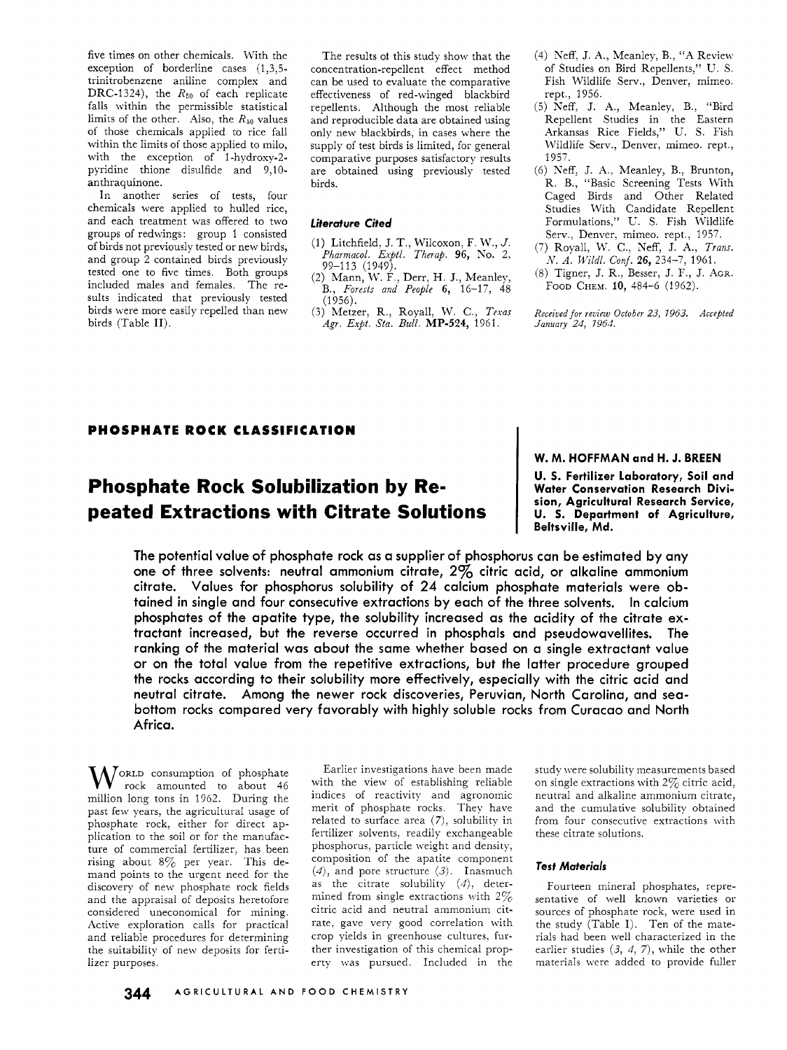five times on other chemicals. With the exception of borderline cases (1,3,5-trinitrobenzene aniline complex and DRC-1324), the $R_{50}$ of each replicate falls within the permissible statistical limits of the other. Also, the $R_{50}$ values of those chemicals applied to rice fall within the limits of those applied to milo, with the exception of 1-hydroxy-2-pyridine thione disulfide and 9,10-anthraquinone.

In another series of tests, four chemicals were applied to hulled rice, and each treatment was offered to two groups of redwings: group 1 consisted of birds not previously tested or new birds, and group 2 contained birds previously tested one to five times. Both groups included males and females. The results indicated that previously tested birds were more easily repelled than new birds (Table II).

The results of this study show that the concentration-repellent effect method can be used to evaluate the comparative effectiveness of red-winged blackbird repellents. Although the most reliable and reproducible data are obtained using only new blackbirds, in cases where the supply of test birds is limited, for general comparative purposes satisfactory results are obtained using previously tested birds.

### Literature Cited

(1) Litchfield, J. T., Wilcoxon, F. W., *J. Pharmacol. Exptl. Therap.* **96**, No. 2, 99–113 (1949).
(2) Mann, W. F., Derr, H. J., Meanley, B., *Forests and People* **6**, 16–17, 48 (1956).
(3) Metzer, R., Royall, W. C., *Texas Agr. Expt. Sta. Bull.* **MP-524**, 1961.
(4) Neff, J. A., Meanley, B., "A Review of Studies on Bird Repellents," U. S. Fish Wildlife Serv., Denver, mimeo. rept., 1956.
(5) Neff, J. A., Meanley, B., "Bird Repellent Studies in the Eastern Arkansas Rice Fields," U. S. Fish Wildlife Serv., Denver, mimeo. rept., 1957.
(6) Neff, J. A., Meanley, B., Brunton, R. B., "Basic Screening Tests With Caged Birds and Other Related Studies With Candidate Repellent Formulations," U. S. Fish Wildlife Serv., Denver, mimeo. rept., 1957.
(7) Royall, W. C., Neff, J. A., *Trans. N. A. Wildl. Conf.* **26**, 234–7, 1961.
(8) Tigner, J. R., Besser, J. F., J. Agr. Food Chem. **10**, 484–6 (1962).

*Received for review October 23, 1963. Accepted January 24, 1964.*

**PHOSPHATE ROCK CLASSIFICATION**

# Phosphate Rock Solubilization by Repeated Extractions with Citrate Solutions

**W. M. HOFFMAN and H. J. BREEN**

**U. S. Fertilizer Laboratory, Soil and Water Conservation Research Division, Agricultural Research Service, U. S. Department of Agriculture, Beltsville, Md.**

**The potential value of phosphate rock as a supplier of phosphorus can be estimated by any one of three solvents: neutral ammonium citrate, 2% citric acid, or alkaline ammonium citrate. Values for phosphorus solubility of 24 calcium phosphate materials were obtained in single and four consecutive extractions by each of the three solvents. In calcium phosphates of the apatite type, the solubility increased as the acidity of the citrate extractant increased, but the reverse occurred in phosphals and pseudowavellites. The ranking of the material was about the same whether based on a single extractant value or on the total value from the repetitive extractions, but the latter procedure grouped the rocks according to their solubility more effectively, especially with the citric acid and neutral citrate. Among the newer rock discoveries, Peruvian, North Carolina, and sea-bottom rocks compared very favorably with highly soluble rocks from Curacao and North Africa.**

World consumption of phosphate rock amounted to about 46 million long tons in 1962. During the past few years, the agricultural usage of phosphate rock, either for direct application to the soil or for the manufacture of commercial fertilizer, has been rising about 8% per year. This demand points to the urgent need for the discovery of new phosphate rock fields and the appraisal of deposits heretofore considered uneconomical for mining. Active exploration calls for practical and reliable procedures for determining the suitability of new deposits for fertilizer purposes.

Earlier investigations have been made with the view of establishing reliable indices of reactivity and agronomic merit of phosphate rocks. They have related to surface area (*7*), solubility in fertilizer solvents, readily exchangeable phosphorus, particle weight and density, composition of the apatite component (*4*), and pore structure (*3*). Inasmuch as the citrate solubility (*4*), determined from single extractions with 2% citric acid and neutral ammonium citrate, gave very good correlation with crop yields in greenhouse cultures, further investigation of this chemical property was pursued. Included in the study were solubility measurements based on single extractions with 2% citric acid, neutral and alkaline ammonium citrate, and the cumulative solubility obtained from four consecutive extractions with these citrate solutions.

### Test Materials

Fourteen mineral phosphates, representative of well known varieties or sources of phosphate rock, were used in the study (Table I). Ten of the materials had been well characterized in the earlier studies (*3, 4, 7*), while the other materials were added to provide fuller